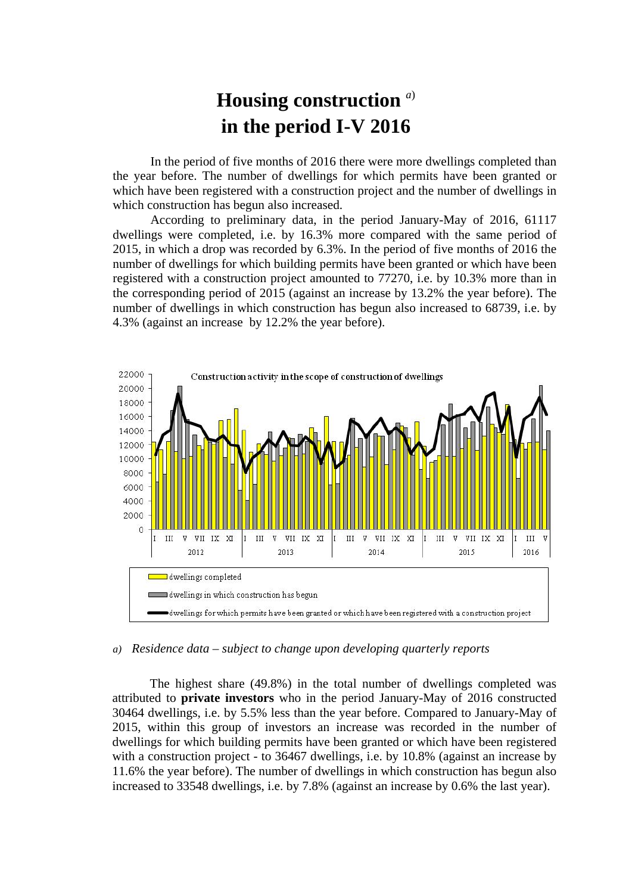# Housing construction [a]
# in the period I-V 2016

In the period of five months of 2016 there were more dwellings completed than the year before. The number of dwellings for which permits have been granted or which have been registered with a construction project and the number of dwellings in which construction has begun also increased.

According to preliminary data, in the period January-May of 2016, 61117 dwellings were completed, i.e. by 16.3% more compared with the same period of 2015, in which a drop was recorded by 6.3%. In the period of five months of 2016 the number of dwellings for which building permits have been granted or which have been registered with a construction project amounted to 77270, i.e. by 10.3% more than in the corresponding period of 2015 (against an increase by 13.2% the year before). The number of dwellings in which construction has begun also increased to 68739, i.e. by 4.3% (against an increase by 12.2% the year before).

Construction activity in the scope of construction of dwellings

- dwellings completed
- dwellings in which construction has begun
- dwellings for which permits have been granted or which have been registered with a construction project

*a) Residence data – subject to change upon developing quarterly reports*

The highest share (49.8%) in the total number of dwellings completed was attributed to **private investors** who in the period January-May of 2016 constructed 30464 dwellings, i.e. by 5.5% less than the year before. Compared to January-May of 2015, within this group of investors an increase was recorded in the number of dwellings for which building permits have been granted or which have been registered with a construction project - to 36467 dwellings, i.e. by 10.8% (against an increase by 11.6% the year before). The number of dwellings in which construction has begun also increased to 33548 dwellings, i.e. by 7.8% (against an increase by 0.6% the last year).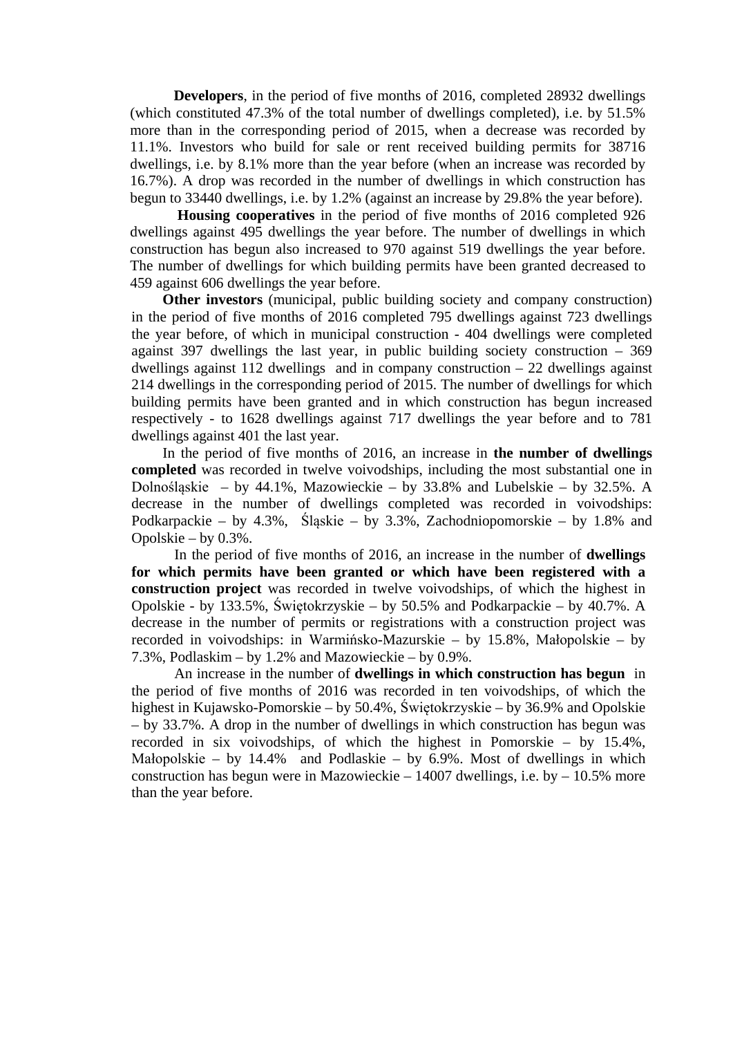**Developers**, in the period of five months of 2016, completed 28932 dwellings (which constituted 47.3% of the total number of dwellings completed), i.e. by 51.5% more than in the corresponding period of 2015, when a decrease was recorded by 11.1%. Investors who build for sale or rent received building permits for 38716 dwellings, i.e. by 8.1% more than the year before (when an increase was recorded by 16.7%). A drop was recorded in the number of dwellings in which construction has begun to 33440 dwellings, i.e. by 1.2% (against an increase by 29.8% the year before).

**Housing cooperatives** in the period of five months of 2016 completed 926 dwellings against 495 dwellings the year before. The number of dwellings in which construction has begun also increased to 970 against 519 dwellings the year before. The number of dwellings for which building permits have been granted decreased to 459 against 606 dwellings the year before.

**Other investors** (municipal, public building society and company construction) in the period of five months of 2016 completed 795 dwellings against 723 dwellings the year before, of which in municipal construction - 404 dwellings were completed against 397 dwellings the last year, in public building society construction – 369 dwellings against 112 dwellings and in company construction – 22 dwellings against 214 dwellings in the corresponding period of 2015. The number of dwellings for which building permits have been granted and in which construction has begun increased respectively - to 1628 dwellings against 717 dwellings the year before and to 781 dwellings against 401 the last year.

In the period of five months of 2016, an increase in **the number of dwellings completed** was recorded in twelve voivodships, including the most substantial one in Dolnośląskie – by 44.1%, Mazowieckie – by 33.8% and Lubelskie – by 32.5%. A decrease in the number of dwellings completed was recorded in voivodships: Podkarpackie – by 4.3%, Śląskie – by 3.3%, Zachodniopomorskie – by 1.8% and Opolskie – by 0.3%.

In the period of five months of 2016, an increase in the number of **dwellings for which permits have been granted or which have been registered with a construction project** was recorded in twelve voivodships, of which the highest in Opolskie - by 133.5%, Świętokrzyskie – by 50.5% and Podkarpackie – by 40.7%. A decrease in the number of permits or registrations with a construction project was recorded in voivodships: in Warmińsko-Mazurskie – by 15.8%, Małopolskie – by 7.3%, Podlaskim – by 1.2% and Mazowieckie – by 0.9%.

An increase in the number of **dwellings in which construction has begun** in the period of five months of 2016 was recorded in ten voivodships, of which the highest in Kujawsko-Pomorskie – by 50.4%, Świętokrzyskie – by 36.9% and Opolskie – by 33.7%. A drop in the number of dwellings in which construction has begun was recorded in six voivodships, of which the highest in Pomorskie – by 15.4%, Małopolskie – by 14.4% and Podlaskie – by 6.9%. Most of dwellings in which construction has begun were in Mazowieckie – 14007 dwellings, i.e. by – 10.5% more than the year before.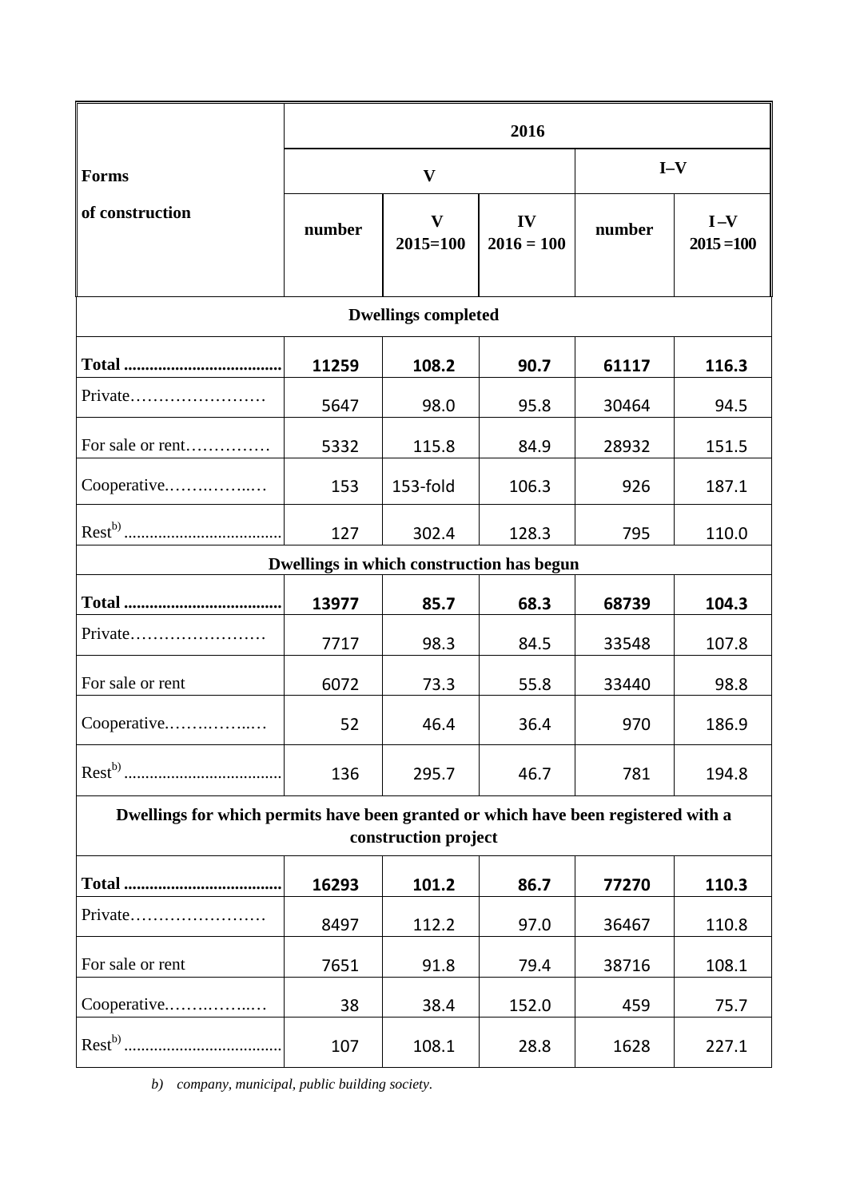| Forms of construction | 2016 | | | | |
|---|---|---|---|---|---|
| | V | | | I–V | |
| | number | V 2015=100 | IV 2016 = 100 | number | I –V 2015 =100 |
| **Dwellings completed** | | | | | |
| **Total** | **11259** | **108.2** | **90.7** | **61117** | **116.3** |
| Private | 5647 | 98.0 | 95.8 | 30464 | 94.5 |
| For sale or rent | 5332 | 115.8 | 84.9 | 28932 | 151.5 |
| Cooperative | 153 | 153-fold | 106.3 | 926 | 187.1 |
| Rest[b)] | 127 | 302.4 | 128.3 | 795 | 110.0 |
| **Dwellings in which construction has begun** | | | | | |
| **Total** | **13977** | **85.7** | **68.3** | **68739** | **104.3** |
| Private | 7717 | 98.3 | 84.5 | 33548 | 107.8 |
| For sale or rent | 6072 | 73.3 | 55.8 | 33440 | 98.8 |
| Cooperative | 52 | 46.4 | 36.4 | 970 | 186.9 |
| Rest[b)] | 136 | 295.7 | 46.7 | 781 | 194.8 |
| **Dwellings for which permits have been granted or which have been registered with a construction project** | | | | | |
| **Total** | **16293** | **101.2** | **86.7** | **77270** | **110.3** |
| Private | 8497 | 112.2 | 97.0 | 36467 | 110.8 |
| For sale or rent | 7651 | 91.8 | 79.4 | 38716 | 108.1 |
| Cooperative | 38 | 38.4 | 152.0 | 459 | 75.7 |
| Rest[b)] | 107 | 108.1 | 28.8 | 1628 | 227.1 |

*b) company, municipal, public building society.*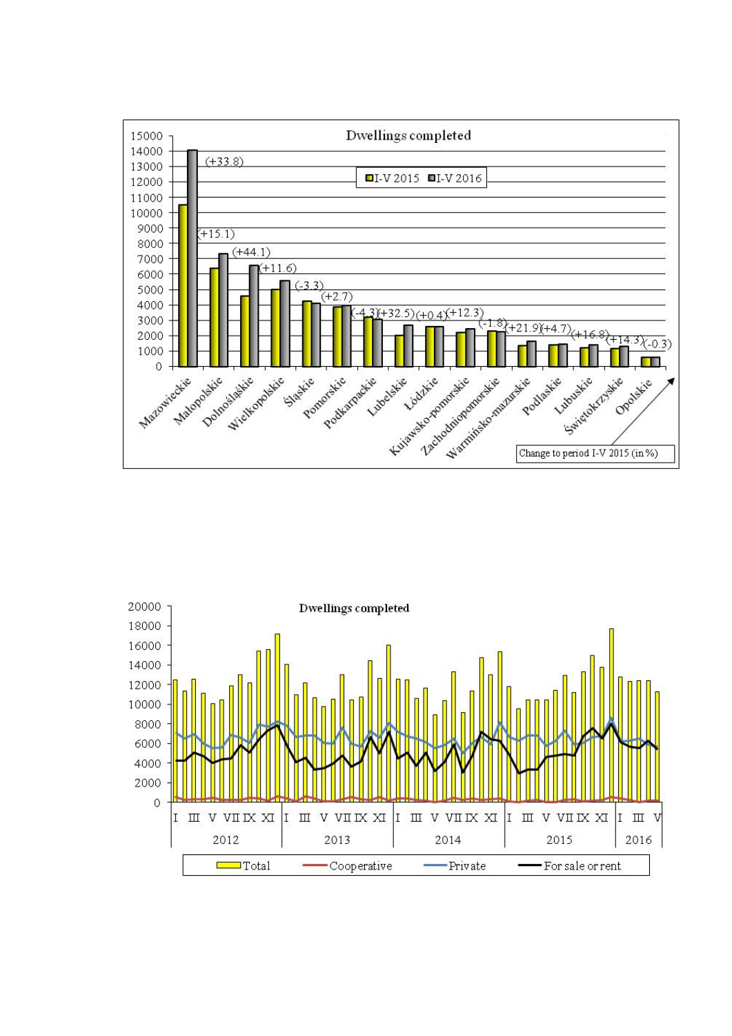## Dwellings completed

I-V 2015 | I-V 2016

| Voivodship | Change to period I-V 2015 (in %) |
|---|---|
| Mazowieckie | (+33.8) |
| Małopolskie | (+15.1) |
| Dolnośląskie | (+44.1) |
| Wielkopolskie | (+11.6) |
| Śląskie | (-3.3) |
| Pomorskie | (+2.7) |
| Podkarpackie | (-4.3) |
| Lubelskie | (+32.5) |
| Łódzkie | (+0.4) |
| Kujawsko-pomorskie | (+12.3) |
| Zachodniopomorskie | (-1.8) |
| Warmińsko-mazurskie | (+21.9) |
| Podlaskie | (+4.7) |
| Lubuskie | (+16.8) |
| Świętokrzyskie | (+14.3) |
| Opolskie | (-0.3) |

## Dwellings completed

Total — Cooperative — Private — For sale or rent

2012, 2013, 2014, 2015, 2016 (months I, III, V, VII, IX, XI)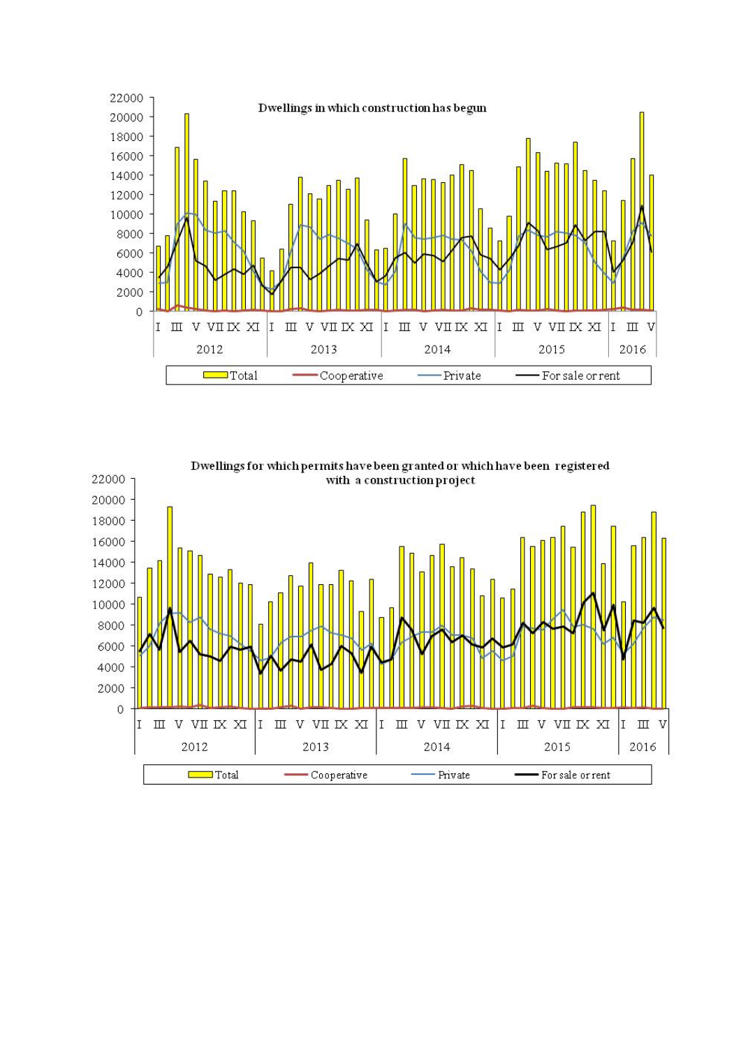Dwellings in which construction has begun

22000
20000
18000
16000
14000
12000
10000
8000
6000
4000
2000
0

I III V VII IX XI I III V VII IX XI I III V VII IX XI I III V VII IX XI I III V

2012 2013 2014 2015 2016

Total Cooperative Private For sale or rent

Dwellings for which permits have been granted or which have been registered with a construction project

22000
20000
18000
16000
14000
12000
10000
8000
6000
4000
2000
0

I III V VII IX XI I III V VII IX XI I III V VII IX XI I III V VII IX XI I III V

2012 2013 2014 2015 2016

Total Cooperative Private For sale or rent